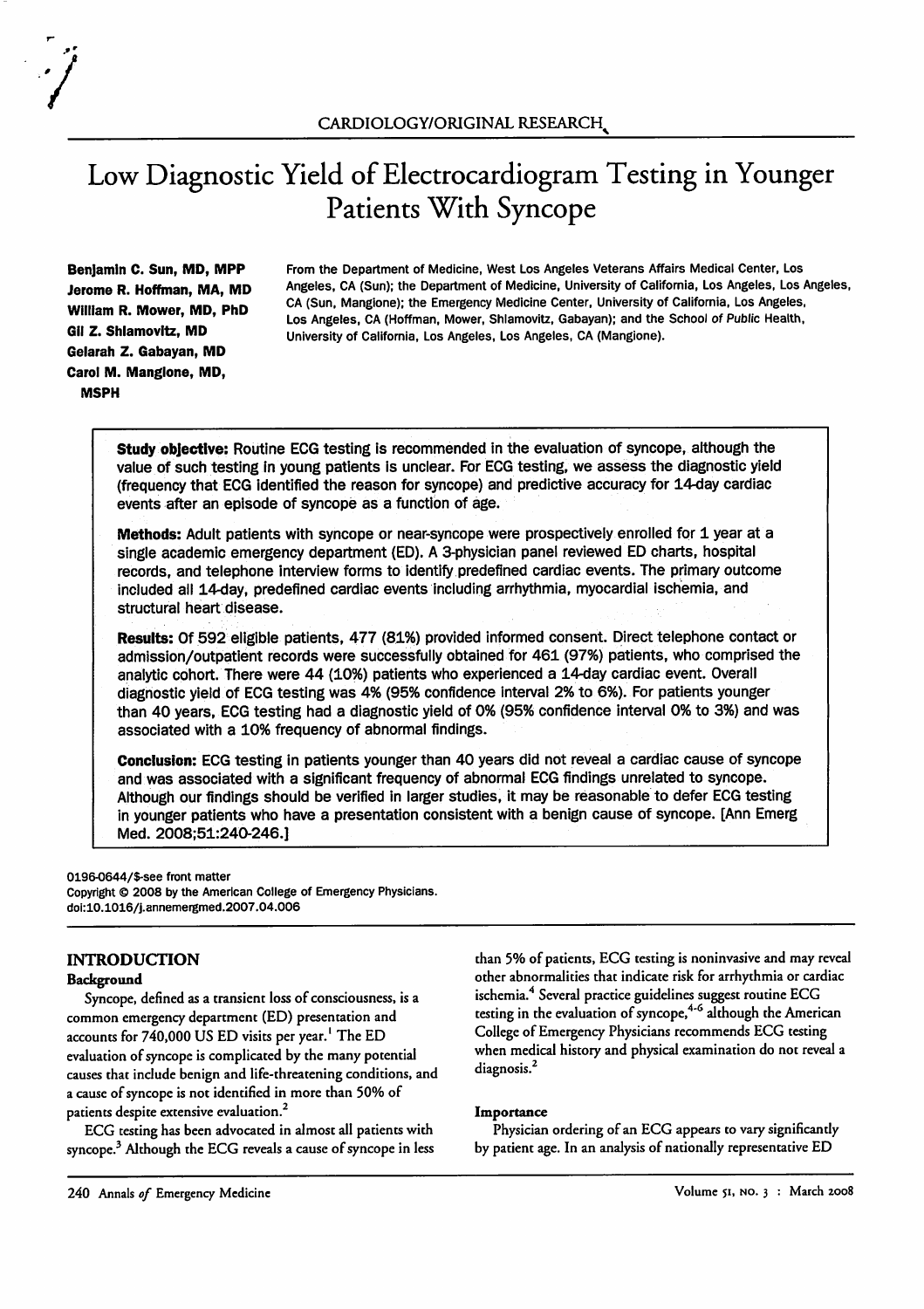CARDIOLOGY/ORIGINAL RESEARCH

# Low Diagnostic Yield of Electrocardiogram Testing in Younger Patients With Syncope

**Benjamin C. Sun, MD, MPP**
**Jerome R. Hoffman, MA, MD**
**William R. Mower, MD, PhD**
**Gil Z. Shlamovitz, MD**
**Gelarah Z. Gabayan, MD**
**Carol M. Mangione, MD, MSPH**

From the Department of Medicine, West Los Angeles Veterans Affairs Medical Center, Los Angeles, CA (Sun); the Department of Medicine, University of California, Los Angeles, Los Angeles, CA (Sun, Mangione); the Emergency Medicine Center, University of California, Los Angeles, Los Angeles, CA (Hoffman, Mower, Shlamovitz, Gabayan); and the School of Public Health, University of California, Los Angeles, Los Angeles, CA (Mangione).

**Study objective:** Routine ECG testing is recommended in the evaluation of syncope, although the value of such testing in young patients is unclear. For ECG testing, we assess the diagnostic yield (frequency that ECG identified the reason for syncope) and predictive accuracy for 14-day cardiac events after an episode of syncope as a function of age.

**Methods:** Adult patients with syncope or near-syncope were prospectively enrolled for 1 year at a single academic emergency department (ED). A 3-physician panel reviewed ED charts, hospital records, and telephone interview forms to identify predefined cardiac events. The primary outcome included all 14-day, predefined cardiac events including arrhythmia, myocardial ischemia, and structural heart disease.

**Results:** Of 592 eligible patients, 477 (81%) provided informed consent. Direct telephone contact or admission/outpatient records were successfully obtained for 461 (97%) patients, who comprised the analytic cohort. There were 44 (10%) patients who experienced a 14-day cardiac event. Overall diagnostic yield of ECG testing was 4% (95% confidence interval 2% to 6%). For patients younger than 40 years, ECG testing had a diagnostic yield of 0% (95% confidence interval 0% to 3%) and was associated with a 10% frequency of abnormal findings.

**Conclusion:** ECG testing in patients younger than 40 years did not reveal a cardiac cause of syncope and was associated with a significant frequency of abnormal ECG findings unrelated to syncope. Although our findings should be verified in larger studies, it may be reasonable to defer ECG testing in younger patients who have a presentation consistent with a benign cause of syncope. [Ann Emerg Med. 2008;51:240-246.]

0196-0644/$-see front matter
Copyright © 2008 by the American College of Emergency Physicians.
doi:10.1016/j.annemergmed.2007.04.006

## INTRODUCTION

### Background

Syncope, defined as a transient loss of consciousness, is a common emergency department (ED) presentation and accounts for 740,000 US ED visits per year.[1] The ED evaluation of syncope is complicated by the many potential causes that include benign and life-threatening conditions, and a cause of syncope is not identified in more than 50% of patients despite extensive evaluation.[2]

ECG testing has been advocated in almost all patients with syncope.[3] Although the ECG reveals a cause of syncope in less than 5% of patients, ECG testing is noninvasive and may reveal other abnormalities that indicate risk for arrhythmia or cardiac ischemia.[4] Several practice guidelines suggest routine ECG testing in the evaluation of syncope,[4-6] although the American College of Emergency Physicians recommends ECG testing when medical history and physical examination do not reveal a diagnosis.[2]

### Importance

Physician ordering of an ECG appears to vary significantly by patient age. In an analysis of nationally representative ED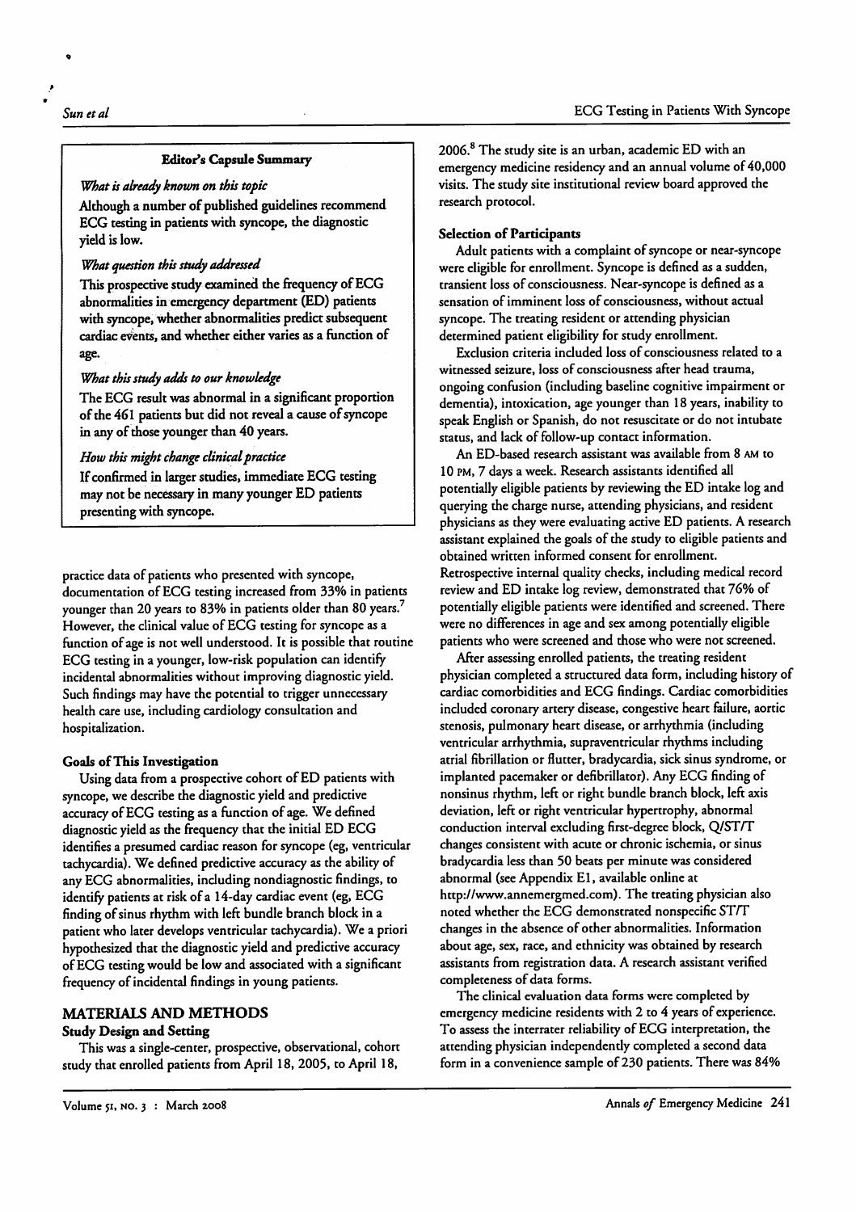**Editor's Capsule Summary**

*What is already known on this topic*

Although a number of published guidelines recommend ECG testing in patients with syncope, the diagnostic yield is low.

*What question this study addressed*

This prospective study examined the frequency of ECG abnormalities in emergency department (ED) patients with syncope, whether abnormalities predict subsequent cardiac events, and whether either varies as a function of age.

*What this study adds to our knowledge*

The ECG result was abnormal in a significant proportion of the 461 patients but did not reveal a cause of syncope in any of those younger than 40 years.

*How this might change clinical practice*

If confirmed in larger studies, immediate ECG testing may not be necessary in many younger ED patients presenting with syncope.

practice data of patients who presented with syncope, documentation of ECG testing increased from 33% in patients younger than 20 years to 83% in patients older than 80 years.[7] However, the clinical value of ECG testing for syncope as a function of age is not well understood. It is possible that routine ECG testing in a younger, low-risk population can identify incidental abnormalities without improving diagnostic yield. Such findings may have the potential to trigger unnecessary health care use, including cardiology consultation and hospitalization.

### Goals of This Investigation

Using data from a prospective cohort of ED patients with syncope, we describe the diagnostic yield and predictive accuracy of ECG testing as a function of age. We defined diagnostic yield as the frequency that the initial ED ECG identifies a presumed cardiac reason for syncope (eg, ventricular tachycardia). We defined predictive accuracy as the ability of any ECG abnormalities, including nondiagnostic findings, to identify patients at risk of a 14-day cardiac event (eg, ECG finding of sinus rhythm with left bundle branch block in a patient who later develops ventricular tachycardia). We a priori hypothesized that the diagnostic yield and predictive accuracy of ECG testing would be low and associated with a significant frequency of incidental findings in young patients.

## MATERIALS AND METHODS

### Study Design and Setting

This was a single-center, prospective, observational, cohort study that enrolled patients from April 18, 2005, to April 18, 2006.[8] The study site is an urban, academic ED with an emergency medicine residency and an annual volume of 40,000 visits. The study site institutional review board approved the research protocol.

### Selection of Participants

Adult patients with a complaint of syncope or near-syncope were eligible for enrollment. Syncope is defined as a sudden, transient loss of consciousness. Near-syncope is defined as a sensation of imminent loss of consciousness, without actual syncope. The treating resident or attending physician determined patient eligibility for study enrollment.

Exclusion criteria included loss of consciousness related to a witnessed seizure, loss of consciousness after head trauma, ongoing confusion (including baseline cognitive impairment or dementia), intoxication, age younger than 18 years, inability to speak English or Spanish, do not resuscitate or do not intubate status, and lack of follow-up contact information.

An ED-based research assistant was available from 8 AM to 10 PM, 7 days a week. Research assistants identified all potentially eligible patients by reviewing the ED intake log and querying the charge nurse, attending physicians, and resident physicians as they were evaluating active ED patients. A research assistant explained the goals of the study to eligible patients and obtained written informed consent for enrollment. Retrospective internal quality checks, including medical record review and ED intake log review, demonstrated that 76% of potentially eligible patients were identified and screened. There were no differences in age and sex among potentially eligible patients who were screened and those who were not screened.

After assessing enrolled patients, the treating resident physician completed a structured data form, including history of cardiac comorbidities and ECG findings. Cardiac comorbidities included coronary artery disease, congestive heart failure, aortic stenosis, pulmonary heart disease, or arrhythmia (including ventricular arrhythmia, supraventricular rhythms including atrial fibrillation or flutter, bradycardia, sick sinus syndrome, or implanted pacemaker or defibrillator). Any ECG finding of nonsinus rhythm, left or right bundle branch block, left axis deviation, left or right ventricular hypertrophy, abnormal conduction interval excluding first-degree block, Q/ST/T changes consistent with acute or chronic ischemia, or sinus bradycardia less than 50 beats per minute was considered abnormal (see Appendix E1, available online at http://www.annemergmed.com). The treating physician also noted whether the ECG demonstrated nonspecific ST/T changes in the absence of other abnormalities. Information about age, sex, race, and ethnicity was obtained by research assistants from registration data. A research assistant verified completeness of data forms.

The clinical evaluation data forms were completed by emergency medicine residents with 2 to 4 years of experience. To assess the interrater reliability of ECG interpretation, the attending physician independently completed a second data form in a convenience sample of 230 patients. There was 84%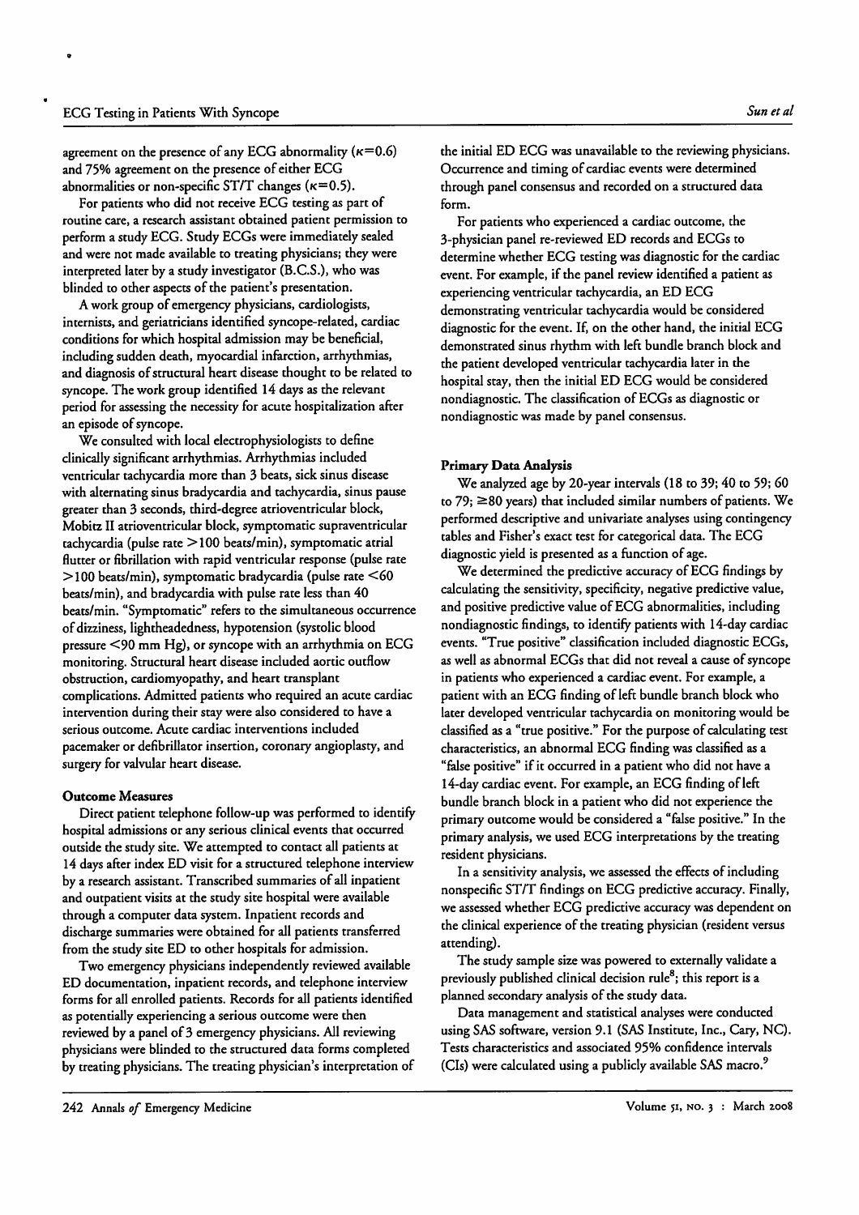agreement on the presence of any ECG abnormality ($\kappa=0.6$) and 75% agreement on the presence of either ECG abnormalities or non-specific ST/T changes ($\kappa=0.5$).

For patients who did not receive ECG testing as part of routine care, a research assistant obtained patient permission to perform a study ECG. Study ECGs were immediately sealed and were not made available to treating physicians; they were interpreted later by a study investigator (B.C.S.), who was blinded to other aspects of the patient's presentation.

A work group of emergency physicians, cardiologists, internists, and geriatricians identified syncope-related, cardiac conditions for which hospital admission may be beneficial, including sudden death, myocardial infarction, arrhythmias, and diagnosis of structural heart disease thought to be related to syncope. The work group identified 14 days as the relevant period for assessing the necessity for acute hospitalization after an episode of syncope.

We consulted with local electrophysiologists to define clinically significant arrhythmias. Arrhythmias included ventricular tachycardia more than 3 beats, sick sinus disease with alternating sinus bradycardia and tachycardia, sinus pause greater than 3 seconds, third-degree atrioventricular block, Mobitz II atrioventricular block, symptomatic supraventricular tachycardia (pulse rate >100 beats/min), symptomatic atrial flutter or fibrillation with rapid ventricular response (pulse rate >100 beats/min), symptomatic bradycardia (pulse rate <60 beats/min), and bradycardia with pulse rate less than 40 beats/min. "Symptomatic" refers to the simultaneous occurrence of dizziness, lightheadedness, hypotension (systolic blood pressure <90 mm Hg), or syncope with an arrhythmia on ECG monitoring. Structural heart disease included aortic outflow obstruction, cardiomyopathy, and heart transplant complications. Admitted patients who required an acute cardiac intervention during their stay were also considered to have a serious outcome. Acute cardiac interventions included pacemaker or defibrillator insertion, coronary angioplasty, and surgery for valvular heart disease.

### Outcome Measures

Direct patient telephone follow-up was performed to identify hospital admissions or any serious clinical events that occurred outside the study site. We attempted to contact all patients at 14 days after index ED visit for a structured telephone interview by a research assistant. Transcribed summaries of all inpatient and outpatient visits at the study site hospital were available through a computer data system. Inpatient records and discharge summaries were obtained for all patients transferred from the study site ED to other hospitals for admission.

Two emergency physicians independently reviewed available ED documentation, inpatient records, and telephone interview forms for all enrolled patients. Records for all patients identified as potentially experiencing a serious outcome were then reviewed by a panel of 3 emergency physicians. All reviewing physicians were blinded to the structured data forms completed by treating physicians. The treating physician's interpretation of the initial ED ECG was unavailable to the reviewing physicians. Occurrence and timing of cardiac events were determined through panel consensus and recorded on a structured data form.

For patients who experienced a cardiac outcome, the 3-physician panel re-reviewed ED records and ECGs to determine whether ECG testing was diagnostic for the cardiac event. For example, if the panel review identified a patient as experiencing ventricular tachycardia, an ED ECG demonstrating ventricular tachycardia would be considered diagnostic for the event. If, on the other hand, the initial ECG demonstrated sinus rhythm with left bundle branch block and the patient developed ventricular tachycardia later in the hospital stay, then the initial ED ECG would be considered nondiagnostic. The classification of ECGs as diagnostic or nondiagnostic was made by panel consensus.

### Primary Data Analysis

We analyzed age by 20-year intervals (18 to 39; 40 to 59; 60 to 79; ≥80 years) that included similar numbers of patients. We performed descriptive and univariate analyses using contingency tables and Fisher's exact test for categorical data. The ECG diagnostic yield is presented as a function of age.

We determined the predictive accuracy of ECG findings by calculating the sensitivity, specificity, negative predictive value, and positive predictive value of ECG abnormalities, including nondiagnostic findings, to identify patients with 14-day cardiac events. "True positive" classification included diagnostic ECGs, as well as abnormal ECGs that did not reveal a cause of syncope in patients who experienced a cardiac event. For example, a patient with an ECG finding of left bundle branch block who later developed ventricular tachycardia on monitoring would be classified as a "true positive." For the purpose of calculating test characteristics, an abnormal ECG finding was classified as a "false positive" if it occurred in a patient who did not have a 14-day cardiac event. For example, an ECG finding of left bundle branch block in a patient who did not experience the primary outcome would be considered a "false positive." In the primary analysis, we used ECG interpretations by the treating resident physicians.

In a sensitivity analysis, we assessed the effects of including nonspecific ST/T findings on ECG predictive accuracy. Finally, we assessed whether ECG predictive accuracy was dependent on the clinical experience of the treating physician (resident versus attending).

The study sample size was powered to externally validate a previously published clinical decision rule[8]; this report is a planned secondary analysis of the study data.

Data management and statistical analyses were conducted using SAS software, version 9.1 (SAS Institute, Inc., Cary, NC). Tests characteristics and associated 95% confidence intervals (CIs) were calculated using a publicly available SAS macro.[9]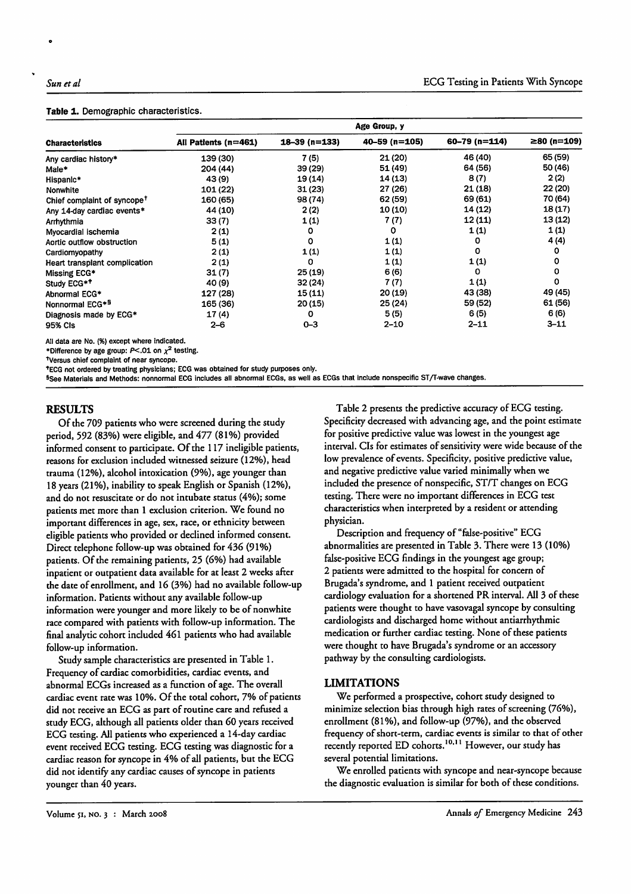**Table 1.** Demographic characteristics.

| Characteristics | All Patients (n=461) | Age Group, y | | | |
|---|---|---|---|---|---|
| | | 18–39 (n=133) | 40–59 (n=105) | 60–79 (n=114) | ≥80 (n=109) |
| Any cardiac history* | 139 (30) | 7 (5) | 21 (20) | 46 (40) | 65 (59) |
| Male* | 204 (44) | 39 (29) | 51 (49) | 64 (56) | 50 (46) |
| Hispanic* | 43 (9) | 19 (14) | 14 (13) | 8 (7) | 2 (2) |
| Nonwhite | 101 (22) | 31 (23) | 27 (26) | 21 (18) | 22 (20) |
| Chief complaint of syncope† | 160 (65) | 98 (74) | 62 (59) | 69 (61) | 70 (64) |
| Any 14-day cardiac events* | 44 (10) | 2 (2) | 10 (10) | 14 (12) | 18 (17) |
| Arrhythmia | 33 (7) | 1 (1) | 7 (7) | 12 (11) | 13 (12) |
| Myocardial ischemia | 2 (1) | 0 | 0 | 1 (1) | 1 (1) |
| Aortic outflow obstruction | 5 (1) | 0 | 1 (1) | 0 | 4 (4) |
| Cardiomyopathy | 2 (1) | 1 (1) | 1 (1) | 0 | 0 |
| Heart transplant complication | 2 (1) | 0 | 1 (1) | 1 (1) | 0 |
| Missing ECG* | 31 (7) | 25 (19) | 6 (6) | 0 | 0 |
| Study ECG*‡ | 40 (9) | 32 (24) | 7 (7) | 1 (1) | 0 |
| Abnormal ECG* | 127 (28) | 15 (11) | 20 (19) | 43 (38) | 49 (45) |
| Nonnormal ECG*§ | 165 (36) | 20 (15) | 25 (24) | 59 (52) | 61 (56) |
| Diagnosis made by ECG* | 17 (4) | 0 | 5 (5) | 6 (5) | 6 (6) |
| 95% CIs | 2–6 | 0–3 | 2–10 | 2–11 | 3–11 |

All data are No. (%) except where indicated.

*Difference by age group: $P<.01$ on $\chi^2$ testing.

†Versus chief complaint of near syncope.

‡ECG not ordered by treating physicians; ECG was obtained for study purposes only.

§See Materials and Methods: nonnormal ECG includes all abnormal ECGs, as well as ECGs that include nonspecific ST/T-wave changes.

## RESULTS

Of the 709 patients who were screened during the study period, 592 (83%) were eligible, and 477 (81%) provided informed consent to participate. Of the 117 ineligible patients, reasons for exclusion included witnessed seizure (12%), head trauma (12%), alcohol intoxication (9%), age younger than 18 years (21%), inability to speak English or Spanish (12%), and do not resuscitate or do not intubate status (4%); some patients met more than 1 exclusion criterion. We found no important differences in age, sex, race, or ethnicity between eligible patients who provided or declined informed consent. Direct telephone follow-up was obtained for 436 (91%) patients. Of the remaining patients, 25 (6%) had available inpatient or outpatient data available for at least 2 weeks after the date of enrollment, and 16 (3%) had no available follow-up information. Patients without any available follow-up information were younger and more likely to be of nonwhite race compared with patients with follow-up information. The final analytic cohort included 461 patients who had available follow-up information.

Study sample characteristics are presented in Table 1. Frequency of cardiac comorbidities, cardiac events, and abnormal ECGs increased as a function of age. The overall cardiac event rate was 10%. Of the total cohort, 7% of patients did not receive an ECG as part of routine care and refused a study ECG, although all patients older than 60 years received ECG testing. All patients who experienced a 14-day cardiac event received ECG testing. ECG testing was diagnostic for a cardiac reason for syncope in 4% of all patients, but the ECG did not identify any cardiac causes of syncope in patients younger than 40 years.

Table 2 presents the predictive accuracy of ECG testing. Specificity decreased with advancing age, and the point estimate for positive predictive value was lowest in the youngest age interval. CIs for estimates of sensitivity were wide because of the low prevalence of events. Specificity, positive predictive value, and negative predictive value varied minimally when we included the presence of nonspecific, ST/T changes on ECG testing. There were no important differences in ECG test characteristics when interpreted by a resident or attending physician.

Description and frequency of "false-positive" ECG abnormalities are presented in Table 3. There were 13 (10%) false-positive ECG findings in the youngest age group; 2 patients were admitted to the hospital for concern of Brugada's syndrome, and 1 patient received outpatient cardiology evaluation for a shortened PR interval. All 3 of these patients were thought to have vasovagal syncope by consulting cardiologists and discharged home without antiarrhythmic medication or further cardiac testing. None of these patients were thought to have Brugada's syndrome or an accessory pathway by the consulting cardiologists.

## LIMITATIONS

We performed a prospective, cohort study designed to minimize selection bias through high rates of screening (76%), enrollment (81%), and follow-up (97%), and the observed frequency of short-term, cardiac events is similar to that of other recently reported ED cohorts.[10,11] However, our study has several potential limitations.

We enrolled patients with syncope and near-syncope because the diagnostic evaluation is similar for both of these conditions.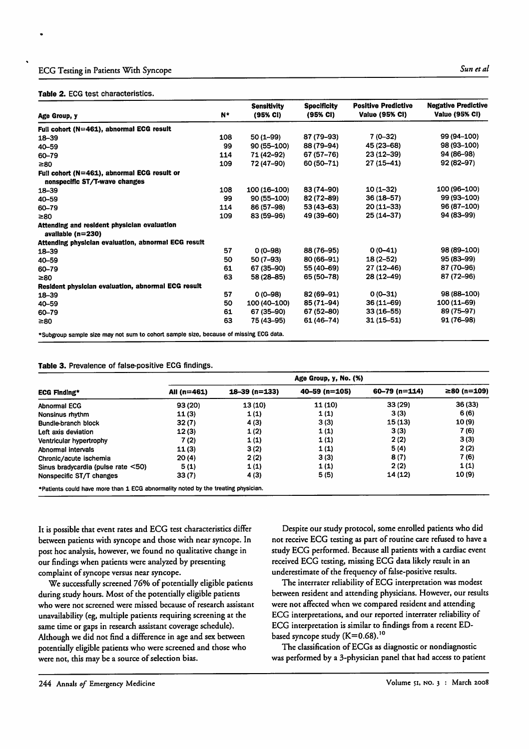**Table 2.** ECG test characteristics.

| Age Group, y | N* | Sensitivity (95% CI) | Specificity (95% CI) | Positive Predictive Value (95% CI) | Negative Predictive Value (95% CI) |
|---|---|---|---|---|---|
| **Full cohort (N=461), abnormal ECG result** | | | | | |
| 18–39 | 108 | 50 (1–99) | 87 (79–93) | 7 (0–32) | 99 (94–100) |
| 40–59 | 99 | 90 (55–100) | 88 (79–94) | 45 (23–68) | 98 (93–100) |
| 60–79 | 114 | 71 (42–92) | 67 (57–76) | 23 (12–39) | 94 (86–98) |
| ≥80 | 109 | 72 (47–90) | 60 (50–71) | 27 (15–41) | 92 (82–97) |
| **Full cohort (N=461), abnormal ECG result or nonspecific ST/T-wave changes** | | | | | |
| 18–39 | 108 | 100 (16–100) | 83 (74–90) | 10 (1–32) | 100 (96–100) |
| 40–59 | 99 | 90 (55–100) | 82 (72–89) | 36 (18–57) | 99 (93–100) |
| 60–79 | 114 | 86 (57–98) | 53 (43–63) | 20 (11–33) | 96 (87–100) |
| ≥80 | 109 | 83 (59–96) | 49 (39–60) | 25 (14–37) | 94 (83–99) |
| **Attending and resident physician evaluation available (n=230)** | | | | | |
| **Attending physician evaluation, abnormal ECG result** | | | | | |
| 18–39 | 57 | 0 (0–98) | 88 (76–95) | 0 (0–41) | 98 (89–100) |
| 40–59 | 50 | 50 (7–93) | 80 (66–91) | 18 (2–52) | 95 (83–99) |
| 60–79 | 61 | 67 (35–90) | 55 (40–69) | 27 (12–46) | 87 (70–96) |
| ≥80 | 63 | 58 (28–85) | 65 (50–78) | 28 (12–49) | 87 (72–96) |
| **Resident physician evaluation, abnormal ECG result** | | | | | |
| 18–39 | 57 | 0 (0–98) | 82 (69–91) | 0 (0–31) | 98 (88–100) |
| 40–59 | 50 | 100 (40–100) | 85 (71–94) | 36 (11–69) | 100 (11–69) |
| 60–79 | 61 | 67 (35–90) | 67 (52–80) | 33 (16–55) | 89 (75–97) |
| ≥80 | 63 | 75 (43–95) | 61 (46–74) | 31 (15–51) | 91 (76–98) |

*Subgroup sample size may not sum to cohort sample size, because of missing ECG data.

**Table 3.** Prevalence of false-positive ECG findings.

| ECG Finding* | All (n=461) | 18–39 (n=133) | 40–59 (n=105) | 60–79 (n=114) | ≥80 (n=109) |
|---|---|---|---|---|---|
| | | Age Group, y, No. (%) | | | |
| Abnormal ECG | 93 (20) | 13 (10) | 11 (10) | 33 (29) | 36 (33) |
| Nonsinus rhythm | 11 (3) | 1 (1) | 1 (1) | 3 (3) | 6 (6) |
| Bundle-branch block | 32 (7) | 4 (3) | 3 (3) | 15 (13) | 10 (9) |
| Left axis deviation | 12 (3) | 1 (2) | 1 (1) | 3 (3) | 7 (6) |
| Ventricular hypertrophy | 7 (2) | 1 (1) | 1 (1) | 2 (2) | 3 (3) |
| Abnormal intervals | 11 (3) | 3 (2) | 1 (1) | 5 (4) | 2 (2) |
| Chronic/acute ischemia | 20 (4) | 2 (2) | 3 (3) | 8 (7) | 7 (6) |
| Sinus bradycardia (pulse rate <50) | 5 (1) | 1 (1) | 1 (1) | 2 (2) | 1 (1) |
| Nonspecific ST/T changes | 33 (7) | 4 (3) | 5 (5) | 14 (12) | 10 (9) |

*Patients could have more than 1 ECG abnormality noted by the treating physician.

It is possible that event rates and ECG test characteristics differ between patients with syncope and those with near syncope. In post hoc analysis, however, we found no qualitative change in our findings when patients were analyzed by presenting complaint of syncope versus near syncope.

We successfully screened 76% of potentially eligible patients during study hours. Most of the potentially eligible patients who were not screened were missed because of research assistant unavailability (eg, multiple patients requiring screening at the same time or gaps in research assistant coverage schedule). Although we did not find a difference in age and sex between potentially eligible patients who were screened and those who were not, this may be a source of selection bias.

Despite our study protocol, some enrolled patients who did not receive ECG testing as part of routine care refused to have a study ECG performed. Because all patients with a cardiac event received ECG testing, missing ECG data likely result in an underestimate of the frequency of false-positive results.

The interrater reliability of ECG interpretation was modest between resident and attending physicians. However, our results were not affected when we compared resident and attending ECG interpretations, and our reported interrater reliability of ECG interpretation is similar to findings from a recent ED-based syncope study (K=0.68).[10]

The classification of ECGs as diagnostic or nondiagnostic was performed by a 3-physician panel that had access to patient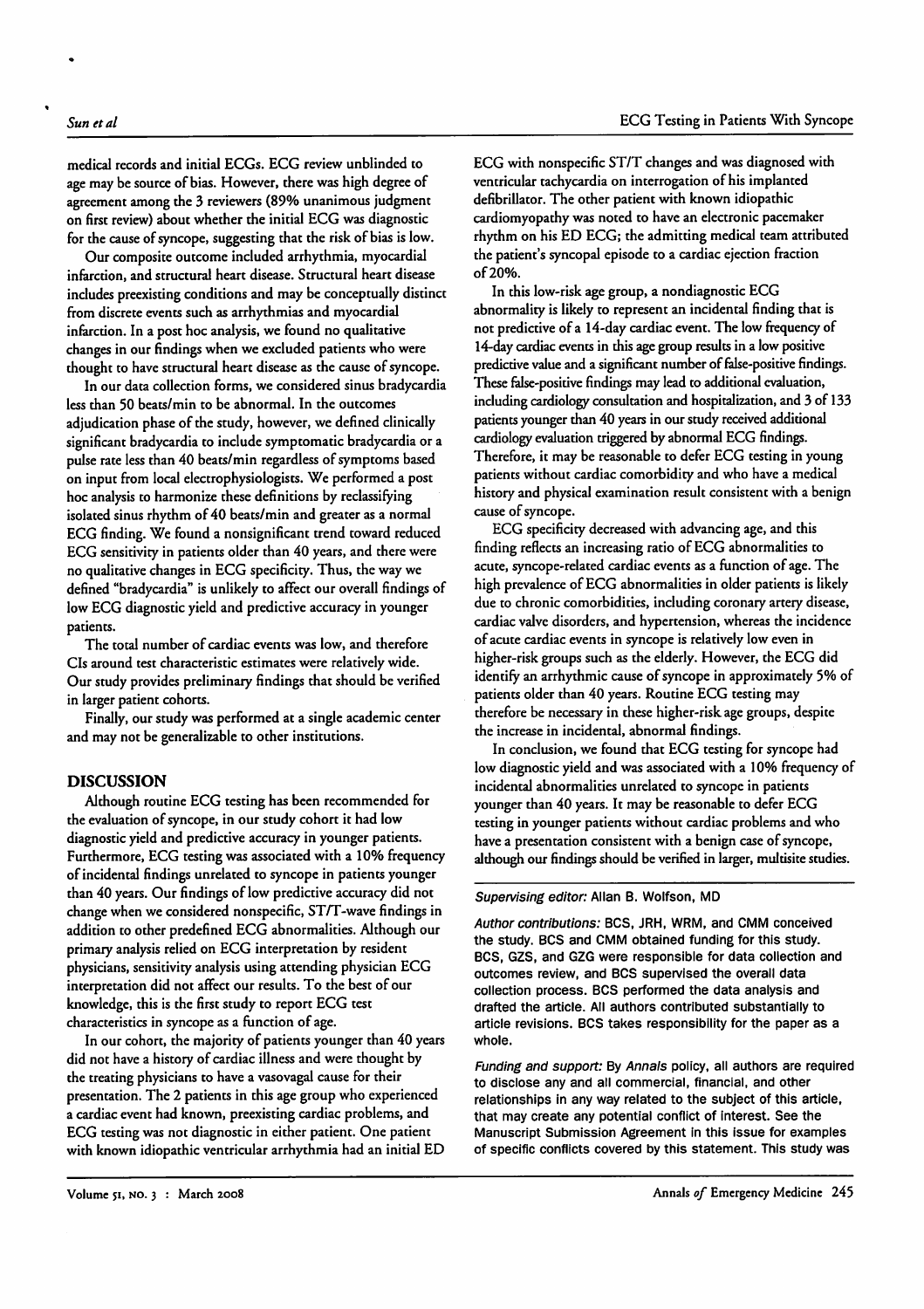medical records and initial ECGs. ECG review unblinded to age may be source of bias. However, there was high degree of agreement among the 3 reviewers (89% unanimous judgment on first review) about whether the initial ECG was diagnostic for the cause of syncope, suggesting that the risk of bias is low.

Our composite outcome included arrhythmia, myocardial infarction, and structural heart disease. Structural heart disease includes preexisting conditions and may be conceptually distinct from discrete events such as arrhythmias and myocardial infarction. In a post hoc analysis, we found no qualitative changes in our findings when we excluded patients who were thought to have structural heart disease as the cause of syncope.

In our data collection forms, we considered sinus bradycardia less than 50 beats/min to be abnormal. In the outcomes adjudication phase of the study, however, we defined clinically significant bradycardia to include symptomatic bradycardia or a pulse rate less than 40 beats/min regardless of symptoms based on input from local electrophysiologists. We performed a post hoc analysis to harmonize these definitions by reclassifying isolated sinus rhythm of 40 beats/min and greater as a normal ECG finding. We found a nonsignificant trend toward reduced ECG sensitivity in patients older than 40 years, and there were no qualitative changes in ECG specificity. Thus, the way we defined "bradycardia" is unlikely to affect our overall findings of low ECG diagnostic yield and predictive accuracy in younger patients.

The total number of cardiac events was low, and therefore CIs around test characteristic estimates were relatively wide. Our study provides preliminary findings that should be verified in larger patient cohorts.

Finally, our study was performed at a single academic center and may not be generalizable to other institutions.

## DISCUSSION

Although routine ECG testing has been recommended for the evaluation of syncope, in our study cohort it had low diagnostic yield and predictive accuracy in younger patients. Furthermore, ECG testing was associated with a 10% frequency of incidental findings unrelated to syncope in patients younger than 40 years. Our findings of low predictive accuracy did not change when we considered nonspecific, ST/T-wave findings in addition to other predefined ECG abnormalities. Although our primary analysis relied on ECG interpretation by resident physicians, sensitivity analysis using attending physician ECG interpretation did not affect our results. To the best of our knowledge, this is the first study to report ECG test characteristics in syncope as a function of age.

In our cohort, the majority of patients younger than 40 years did not have a history of cardiac illness and were thought by the treating physicians to have a vasovagal cause for their presentation. The 2 patients in this age group who experienced a cardiac event had known, preexisting cardiac problems, and ECG testing was not diagnostic in either patient. One patient with known idiopathic ventricular arrhythmia had an initial ED ECG with nonspecific ST/T changes and was diagnosed with ventricular tachycardia on interrogation of his implanted defibrillator. The other patient with known idiopathic cardiomyopathy was noted to have an electronic pacemaker rhythm on his ED ECG; the admitting medical team attributed the patient's syncopal episode to a cardiac ejection fraction of 20%.

In this low-risk age group, a nondiagnostic ECG abnormality is likely to represent an incidental finding that is not predictive of a 14-day cardiac event. The low frequency of 14-day cardiac events in this age group results in a low positive predictive value and a significant number of false-positive findings. These false-positive findings may lead to additional evaluation, including cardiology consultation and hospitalization, and 3 of 133 patients younger than 40 years in our study received additional cardiology evaluation triggered by abnormal ECG findings. Therefore, it may be reasonable to defer ECG testing in young patients without cardiac comorbidity and who have a medical history and physical examination result consistent with a benign cause of syncope.

ECG specificity decreased with advancing age, and this finding reflects an increasing ratio of ECG abnormalities to acute, syncope-related cardiac events as a function of age. The high prevalence of ECG abnormalities in older patients is likely due to chronic comorbidities, including coronary artery disease, cardiac valve disorders, and hypertension, whereas the incidence of acute cardiac events in syncope is relatively low even in higher-risk groups such as the elderly. However, the ECG did identify an arrhythmic cause of syncope in approximately 5% of patients older than 40 years. Routine ECG testing may therefore be necessary in these higher-risk age groups, despite the increase in incidental, abnormal findings.

In conclusion, we found that ECG testing for syncope had low diagnostic yield and was associated with a 10% frequency of incidental abnormalities unrelated to syncope in patients younger than 40 years. It may be reasonable to defer ECG testing in younger patients without cardiac problems and who have a presentation consistent with a benign case of syncope, although our findings should be verified in larger, multisite studies.

*Supervising editor:* Allan B. Wolfson, MD

*Author contributions:* BCS, JRH, WRM, and CMM conceived the study. BCS and CMM obtained funding for this study. BCS, GZS, and GZG were responsible for data collection and outcomes review, and BCS supervised the overall data collection process. BCS performed the data analysis and drafted the article. All authors contributed substantially to article revisions. BCS takes responsibility for the paper as a whole.

*Funding and support:* By *Annals* policy, all authors are required to disclose any and all commercial, financial, and other relationships in any way related to the subject of this article, that may create any potential conflict of interest. See the Manuscript Submission Agreement in this issue for examples of specific conflicts covered by this statement. This study was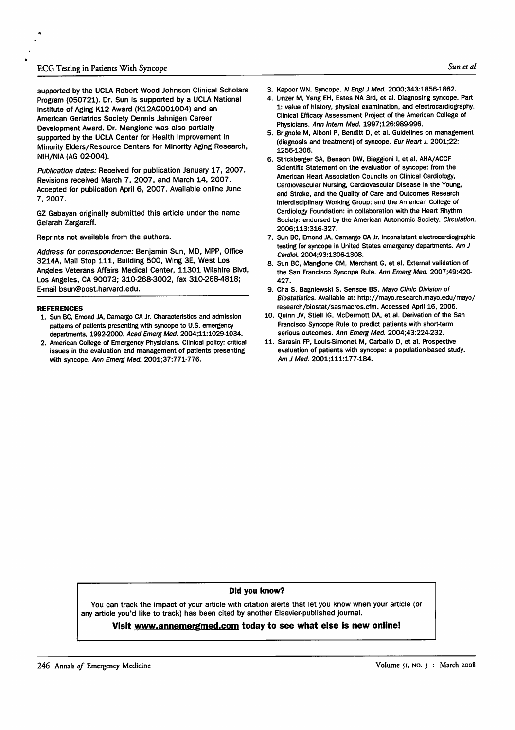supported by the UCLA Robert Wood Johnson Clinical Scholars Program (050721). Dr. Sun is supported by a UCLA National Institute of Aging K12 Award (K12AG001004) and an American Geriatrics Society Dennis Jahnigen Career Development Award. Dr. Mangione was also partially supported by the UCLA Center for Health Improvement in Minority Elders/Resource Centers for Minority Aging Research, NIH/NIA (AG 02-004).

*Publication dates:* Received for publication January 17, 2007. Revisions received March 7, 2007, and March 14, 2007. Accepted for publication April 6, 2007. Available online June 7, 2007.

GZ Gabayan originally submitted this article under the name Gelarah Zargaraff.

Reprints not available from the authors.

*Address for correspondence:* Benjamin Sun, MD, MPP, Office 3214A, Mail Stop 111, Building 500, Wing 3E, West Los Angeles Veterans Affairs Medical Center, 11301 Wilshire Blvd, Los Angeles, CA 90073; 310-268-3002, fax 310-268-4818; E-mail bsun@post.harvard.edu.

## REFERENCES

1. Sun BC, Emond JA, Camargo CA Jr. Characteristics and admission patterns of patients presenting with syncope to U.S. emergency departments, 1992-2000. *Acad Emerg Med.* 2004;11:1029-1034.
2. American College of Emergency Physicians. Clinical policy: critical issues in the evaluation and management of patients presenting with syncope. *Ann Emerg Med.* 2001;37:771-776.
3. Kapoor WN. Syncope. *N Engl J Med.* 2000;343:1856-1862.
4. Linzer M, Yang EH, Estes NA 3rd, et al. Diagnosing syncope. Part 1: value of history, physical examination, and electrocardiography. Clinical Efficacy Assessment Project of the American College of Physicians. *Ann Intern Med.* 1997;126:989-996.
5. Brignole M, Alboni P, Benditt D, et al. Guidelines on management (diagnosis and treatment) of syncope. *Eur Heart J.* 2001;22: 1256-1306.
6. Strickberger SA, Benson DW, Biaggioni I, et al. AHA/ACCF Scientific Statement on the evaluation of syncope: from the American Heart Association Councils on Clinical Cardiology, Cardiovascular Nursing, Cardiovascular Disease in the Young, and Stroke, and the Quality of Care and Outcomes Research Interdisciplinary Working Group; and the American College of Cardiology Foundation: in collaboration with the Heart Rhythm Society: endorsed by the American Autonomic Society. *Circulation.* 2006;113:316-327.
7. Sun BC, Emond JA, Camargo CA Jr. Inconsistent electrocardiographic testing for syncope in United States emergency departments. *Am J Cardiol.* 2004;93:1306-1308.
8. Sun BC, Mangione CM, Merchant G, et al. External validation of the San Francisco Syncope Rule. *Ann Emerg Med.* 2007;49:420-427.
9. Cha S, Bagniewski S, Senspe BS. *Mayo Clinic Division of Biostatistics.* Available at: http://mayo.research.mayo.edu/mayo/research/biostat/sasmacros.cfm. Accessed April 16, 2006.
10. Quinn JV, Stiell IG, McDermott DA, et al. Derivation of the San Francisco Syncope Rule to predict patients with short-term serious outcomes. *Ann Emerg Med.* 2004;43:224-232.
11. Sarasin FP, Louis-Simonet M, Carballo D, et al. Prospective evaluation of patients with syncope: a population-based study. *Am J Med.* 2001;111:177-184.

**Did you know?**

You can track the impact of your article with citation alerts that let you know when your article (or any article you'd like to track) has been cited by another Elsevier-published journal.

**Visit www.annemergmed.com today to see what else is new online!**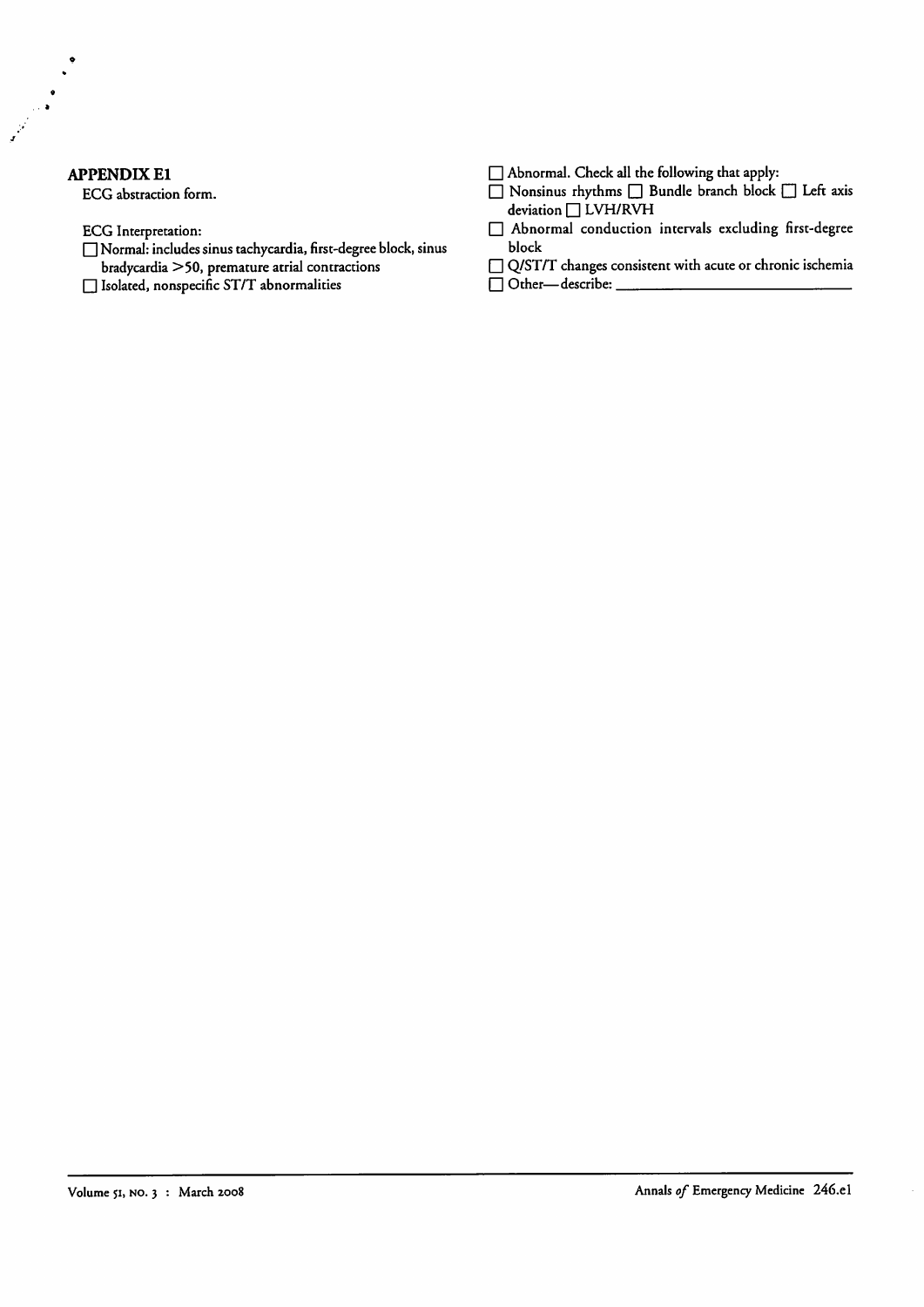## APPENDIX E1

ECG abstraction form.

ECG Interpretation:

- ☐ Normal: includes sinus tachycardia, first-degree block, sinus bradycardia >50, premature atrial contractions
- ☐ Isolated, nonspecific ST/T abnormalities
- ☐ Abnormal. Check all the following that apply:
- ☐ Nonsinus rhythms ☐ Bundle branch block ☐ Left axis deviation ☐ LVH/RVH
- ☐ Abnormal conduction intervals excluding first-degree block
- ☐ Q/ST/T changes consistent with acute or chronic ischemia
- ☐ Other—describe: ______________________________